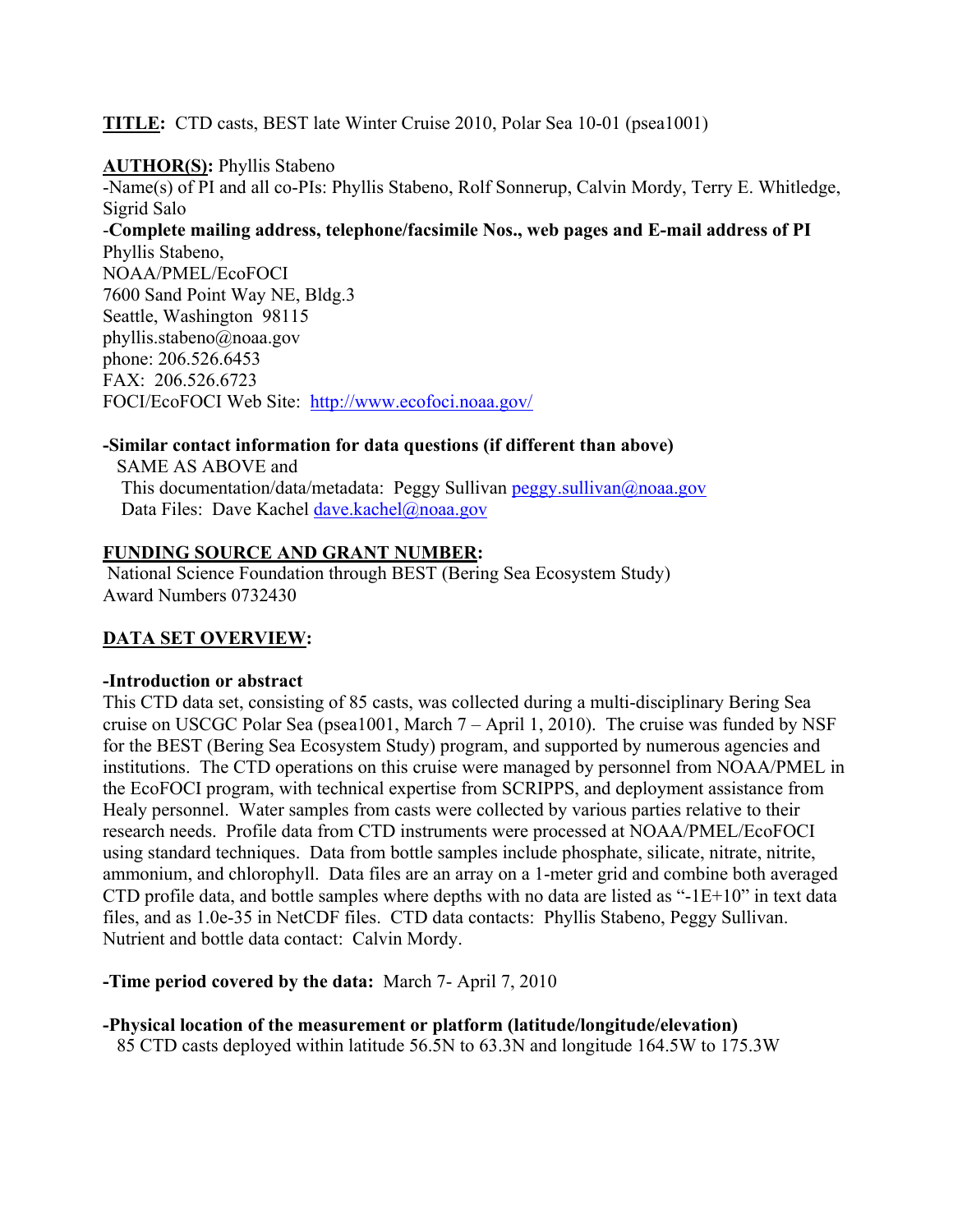**TITLE:** CTD casts, BEST late Winter Cruise 2010, Polar Sea 10-01 (psea1001)

**AUTHOR(S):** Phyllis Stabeno
-Name(s) of PI and all co-PIs: Phyllis Stabeno, Rolf Sonnerup, Calvin Mordy, Terry E. Whitledge, Sigrid Salo
-**Complete mailing address, telephone/facsimile Nos., web pages and E-mail address of PI**
Phyllis Stabeno,
NOAA/PMEL/EcoFOCI
7600 Sand Point Way NE, Bldg.3
Seattle, Washington 98115
phyllis.stabeno@noaa.gov
phone: 206.526.6453
FAX: 206.526.6723
FOCI/EcoFOCI Web Site: http://www.ecofoci.noaa.gov/

**-Similar contact information for data questions (if different than above)**
SAME AS ABOVE and
This documentation/data/metadata: Peggy Sullivan peggy.sullivan@noaa.gov
Data Files: Dave Kachel dave.kachel@noaa.gov

**FUNDING SOURCE AND GRANT NUMBER:**
National Science Foundation through BEST (Bering Sea Ecosystem Study)
Award Numbers 0732430

**DATA SET OVERVIEW:**

**-Introduction or abstract**
This CTD data set, consisting of 85 casts, was collected during a multi-disciplinary Bering Sea cruise on USCGC Polar Sea (psea1001, March 7 – April 1, 2010). The cruise was funded by NSF for the BEST (Bering Sea Ecosystem Study) program, and supported by numerous agencies and institutions. The CTD operations on this cruise were managed by personnel from NOAA/PMEL in the EcoFOCI program, with technical expertise from SCRIPPS, and deployment assistance from Healy personnel. Water samples from casts were collected by various parties relative to their research needs. Profile data from CTD instruments were processed at NOAA/PMEL/EcoFOCI using standard techniques. Data from bottle samples include phosphate, silicate, nitrate, nitrite, ammonium, and chlorophyll. Data files are an array on a 1-meter grid and combine both averaged CTD profile data, and bottle samples where depths with no data are listed as "-1E+10" in text data files, and as 1.0e-35 in NetCDF files. CTD data contacts: Phyllis Stabeno, Peggy Sullivan. Nutrient and bottle data contact: Calvin Mordy.

**-Time period covered by the data:** March 7- April 7, 2010

**-Physical location of the measurement or platform (latitude/longitude/elevation)**
85 CTD casts deployed within latitude 56.5N to 63.3N and longitude 164.5W to 175.3W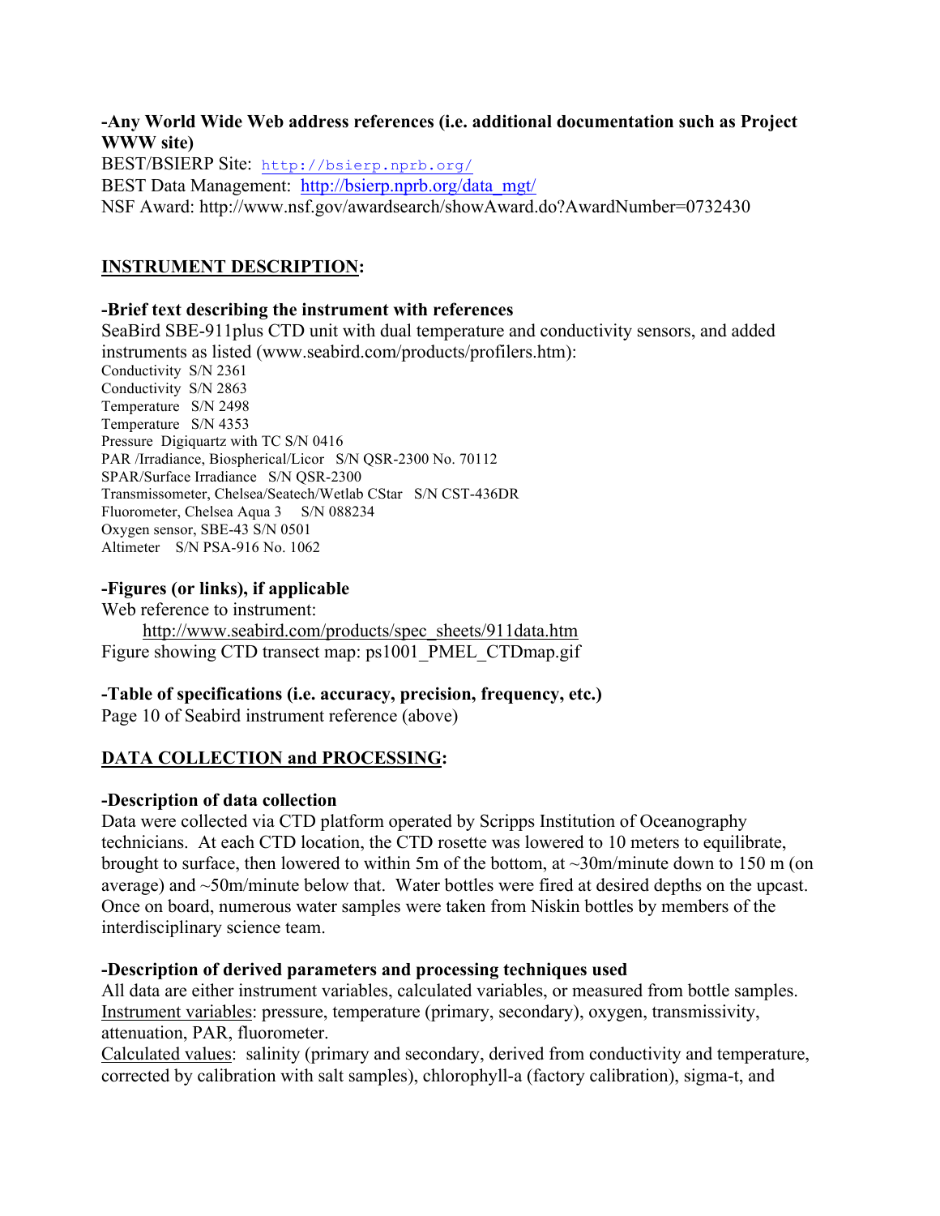**-Any World Wide Web address references (i.e. additional documentation such as Project WWW site)**

BEST/BSIERP Site: http://bsierp.nprb.org/

BEST Data Management: http://bsierp.nprb.org/data_mgt/

NSF Award: http://www.nsf.gov/awardsearch/showAward.do?AwardNumber=0732430

## INSTRUMENT DESCRIPTION:

**-Brief text describing the instrument with references**

SeaBird SBE-911plus CTD unit with dual temperature and conductivity sensors, and added instruments as listed (www.seabird.com/products/profilers.htm):

Conductivity S/N 2361
Conductivity S/N 2863
Temperature S/N 2498
Temperature S/N 4353
Pressure Digiquartz with TC S/N 0416
PAR /Irradiance, Biospherical/Licor S/N QSR-2300 No. 70112
SPAR/Surface Irradiance S/N QSR-2300
Transmissometer, Chelsea/Seatech/Wetlab CStar S/N CST-436DR
Fluorometer, Chelsea Aqua 3 S/N 088234
Oxygen sensor, SBE-43 S/N 0501
Altimeter S/N PSA-916 No. 1062

**-Figures (or links), if applicable**

Web reference to instrument:

http://www.seabird.com/products/spec_sheets/911data.htm

Figure showing CTD transect map: ps1001_PMEL_CTDmap.gif

**-Table of specifications (i.e. accuracy, precision, frequency, etc.)**

Page 10 of Seabird instrument reference (above)

## DATA COLLECTION and PROCESSING:

**-Description of data collection**

Data were collected via CTD platform operated by Scripps Institution of Oceanography technicians. At each CTD location, the CTD rosette was lowered to 10 meters to equilibrate, brought to surface, then lowered to within 5m of the bottom, at ~30m/minute down to 150 m (on average) and ~50m/minute below that. Water bottles were fired at desired depths on the upcast. Once on board, numerous water samples were taken from Niskin bottles by members of the interdisciplinary science team.

**-Description of derived parameters and processing techniques used**

All data are either instrument variables, calculated variables, or measured from bottle samples.

Instrument variables: pressure, temperature (primary, secondary), oxygen, transmissivity, attenuation, PAR, fluorometer.

Calculated values: salinity (primary and secondary, derived from conductivity and temperature, corrected by calibration with salt samples), chlorophyll-a (factory calibration), sigma-t, and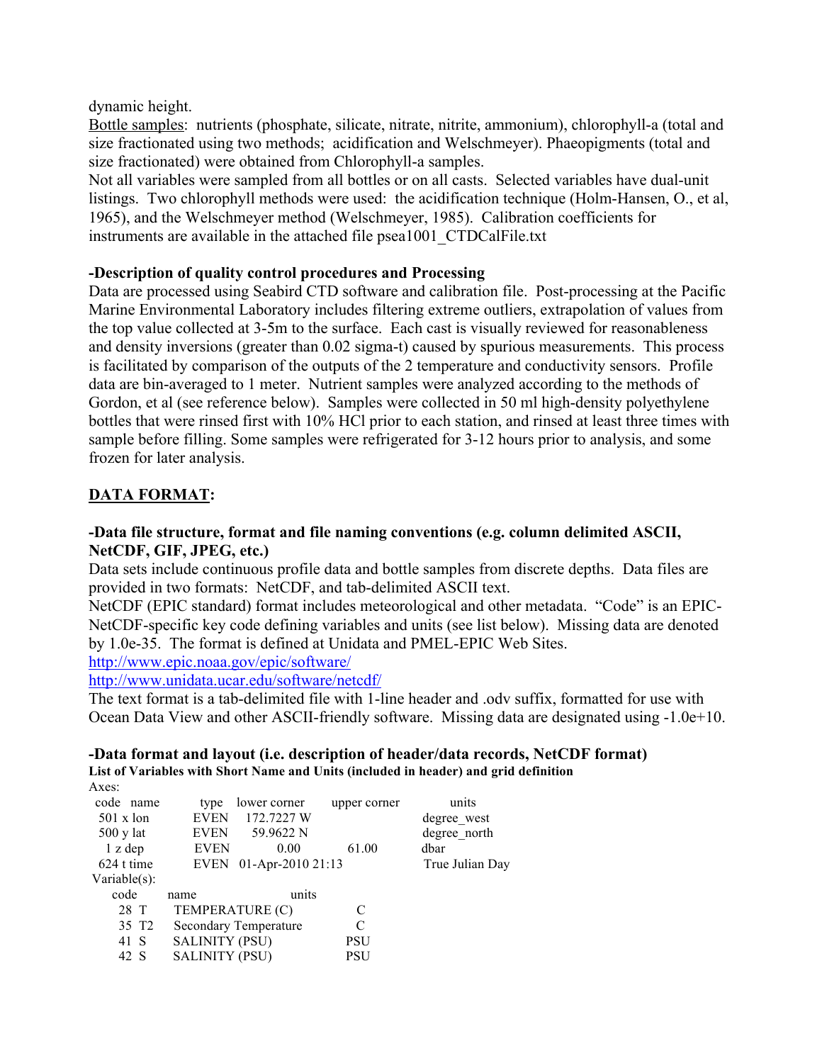dynamic height.

Bottle samples: nutrients (phosphate, silicate, nitrate, nitrite, ammonium), chlorophyll-a (total and size fractionated using two methods; acidification and Welschmeyer). Phaeopigments (total and size fractionated) were obtained from Chlorophyll-a samples.

Not all variables were sampled from all bottles or on all casts. Selected variables have dual-unit listings. Two chlorophyll methods were used: the acidification technique (Holm-Hansen, O., et al, 1965), and the Welschmeyer method (Welschmeyer, 1985). Calibration coefficients for instruments are available in the attached file psea1001_CTDCalFile.txt

### -Description of quality control procedures and Processing

Data are processed using Seabird CTD software and calibration file. Post-processing at the Pacific Marine Environmental Laboratory includes filtering extreme outliers, extrapolation of values from the top value collected at 3-5m to the surface. Each cast is visually reviewed for reasonableness and density inversions (greater than 0.02 sigma-t) caused by spurious measurements. This process is facilitated by comparison of the outputs of the 2 temperature and conductivity sensors. Profile data are bin-averaged to 1 meter. Nutrient samples were analyzed according to the methods of Gordon, et al (see reference below). Samples were collected in 50 ml high-density polyethylene bottles that were rinsed first with 10% HCl prior to each station, and rinsed at least three times with sample before filling. Some samples were refrigerated for 3-12 hours prior to analysis, and some frozen for later analysis.

## DATA FORMAT:

### -Data file structure, format and file naming conventions (e.g. column delimited ASCII, NetCDF, GIF, JPEG, etc.)

Data sets include continuous profile data and bottle samples from discrete depths. Data files are provided in two formats: NetCDF, and tab-delimited ASCII text.

NetCDF (EPIC standard) format includes meteorological and other metadata. "Code" is an EPIC-NetCDF-specific key code defining variables and units (see list below). Missing data are denoted by 1.0e-35. The format is defined at Unidata and PMEL-EPIC Web Sites.

http://www.epic.noaa.gov/epic/software/

http://www.unidata.ucar.edu/software/netcdf/

The text format is a tab-delimited file with 1-line header and .odv suffix, formatted for use with Ocean Data View and other ASCII-friendly software. Missing data are designated using -1.0e+10.

### -Data format and layout (i.e. description of header/data records, NetCDF format)

**List of Variables with Short Name and Units (included in header) and grid definition**

Axes:

| code | name | type | lower corner | upper corner | units |
|---|---|---|---|---|---|
| 501 | x lon | EVEN | 172.7227 W | | degree_west |
| 500 | y lat | EVEN | 59.9622 N | | degree_north |
| 1 | z dep | EVEN | 0.00 | 61.00 | dbar |
| 624 | t time | EVEN | 01-Apr-2010 21:13 | | True Julian Day |

Variable(s):

| code | name | | units |
|---|---|---|---|
| 28 | T | TEMPERATURE (C) | C |
| 35 | T2 | Secondary Temperature | C |
| 41 | S | SALINITY (PSU) | PSU |
| 42 | S | SALINITY (PSU) | PSU |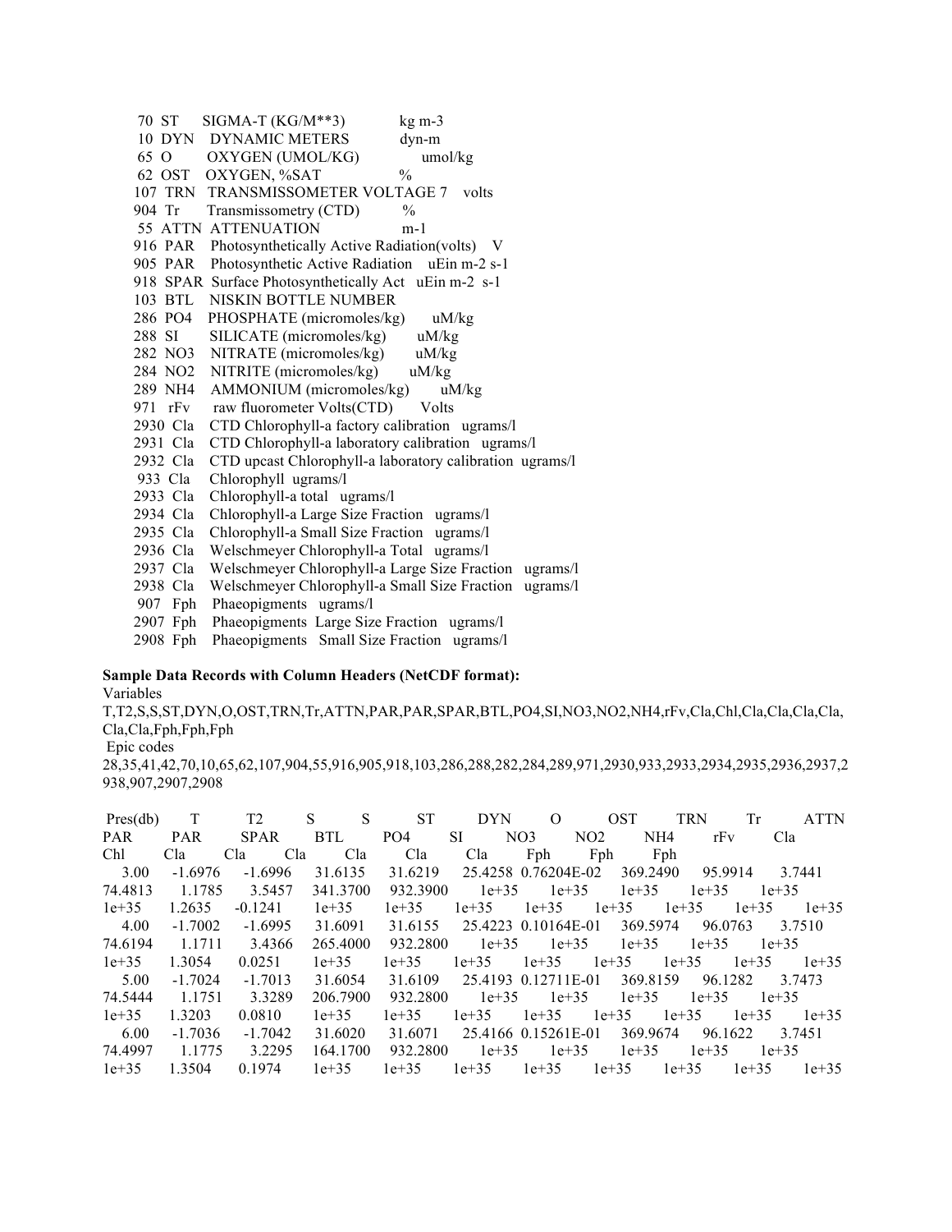70 ST SIGMA-T (KG/M**3) kg m-3
10 DYN DYNAMIC METERS dyn-m
65 O OXYGEN (UMOL/KG) umol/kg
62 OST OXYGEN, %SAT %
107 TRN TRANSMISSOMETER VOLTAGE 7 volts
904 Tr Transmissometry (CTD) %
55 ATTN ATTENUATION m-1
916 PAR Photosynthetically Active Radiation(volts) V
905 PAR Photosynthetic Active Radiation uEin m-2 s-1
918 SPAR Surface Photosynthetically Act uEin m-2 s-1
103 BTL NISKIN BOTTLE NUMBER
286 PO4 PHOSPHATE (micromoles/kg) uM/kg
288 SI SILICATE (micromoles/kg) uM/kg
282 NO3 NITRATE (micromoles/kg) uM/kg
284 NO2 NITRITE (micromoles/kg) uM/kg
289 NH4 AMMONIUM (micromoles/kg) uM/kg
971 rFv raw fluorometer Volts(CTD) Volts
2930 Cla CTD Chlorophyll-a factory calibration ugrams/l
2931 Cla CTD Chlorophyll-a laboratory calibration ugrams/l
2932 Cla CTD upcast Chlorophyll-a laboratory calibration ugrams/l
933 Cla Chlorophyll ugrams/l
2933 Cla Chlorophyll-a total ugrams/l
2934 Cla Chlorophyll-a Large Size Fraction ugrams/l
2935 Cla Chlorophyll-a Small Size Fraction ugrams/l
2936 Cla Welschmeyer Chlorophyll-a Total ugrams/l
2937 Cla Welschmeyer Chlorophyll-a Large Size Fraction ugrams/l
2938 Cla Welschmeyer Chlorophyll-a Small Size Fraction ugrams/l
907 Fph Phaeopigments ugrams/l
2907 Fph Phaeopigments Large Size Fraction ugrams/l
2908 Fph Phaeopigments Small Size Fraction ugrams/l

**Sample Data Records with Column Headers (NetCDF format):**

Variables
T,T2,S,S,ST,DYN,O,OST,TRN,Tr,ATTN,PAR,PAR,SPAR,BTL,PO4,SI,NO3,NO2,NH4,rFv,Cla,Chl,Cla,Cla,Cla,Cla,Cla,Cla,Fph,Fph,Fph

Epic codes
28,35,41,42,70,10,65,62,107,904,55,916,905,918,103,286,288,282,284,289,971,2930,933,2933,2934,2935,2936,2937,2938,907,2907,2908

```
 Pres(db)     T        T2        S         S        ST       DYN        O        OST       TRN       Tr      ATTN
PAR      PAR      SPAR      BTL       PO4       SI       NO3       NO2       NH4       rFv       Cla
Chl      Cla      Cla      Cla       Cla       Cla       Cla       Fph       Fph       Fph
    3.00   -1.6976   -1.6996   31.6135   31.6219   25.4258  0.76204E-02   369.2490    95.9914    3.7441
74.4813    1.1785    3.5457   341.3700   932.3900     1e+35     1e+35     1e+35     1e+35     1e+35
1e+35    1.2635   -0.1241     1e+35     1e+35     1e+35     1e+35     1e+35     1e+35     1e+35     1e+35
    4.00   -1.7002   -1.6995   31.6091   31.6155   25.4223  0.10164E-01   369.5974    96.0763    3.7510
74.6194    1.1711    3.4366   265.4000   932.2800     1e+35     1e+35     1e+35     1e+35     1e+35
1e+35    1.3054    0.0251     1e+35     1e+35     1e+35     1e+35     1e+35     1e+35     1e+35     1e+35
    5.00   -1.7024   -1.7013   31.6054   31.6109   25.4193  0.12711E-01   369.8159    96.1282    3.7473
74.5444    1.1751    3.3289   206.7900   932.2800     1e+35     1e+35     1e+35     1e+35     1e+35
1e+35    1.3203    0.0810     1e+35     1e+35     1e+35     1e+35     1e+35     1e+35     1e+35     1e+35
    6.00   -1.7036   -1.7042   31.6020   31.6071   25.4166  0.15261E-01   369.9674    96.1622    3.7451
74.4997    1.1775    3.2295   164.1700   932.2800     1e+35     1e+35     1e+35     1e+35     1e+35
1e+35    1.3504    0.1974     1e+35     1e+35     1e+35     1e+35     1e+35     1e+35     1e+35     1e+35
```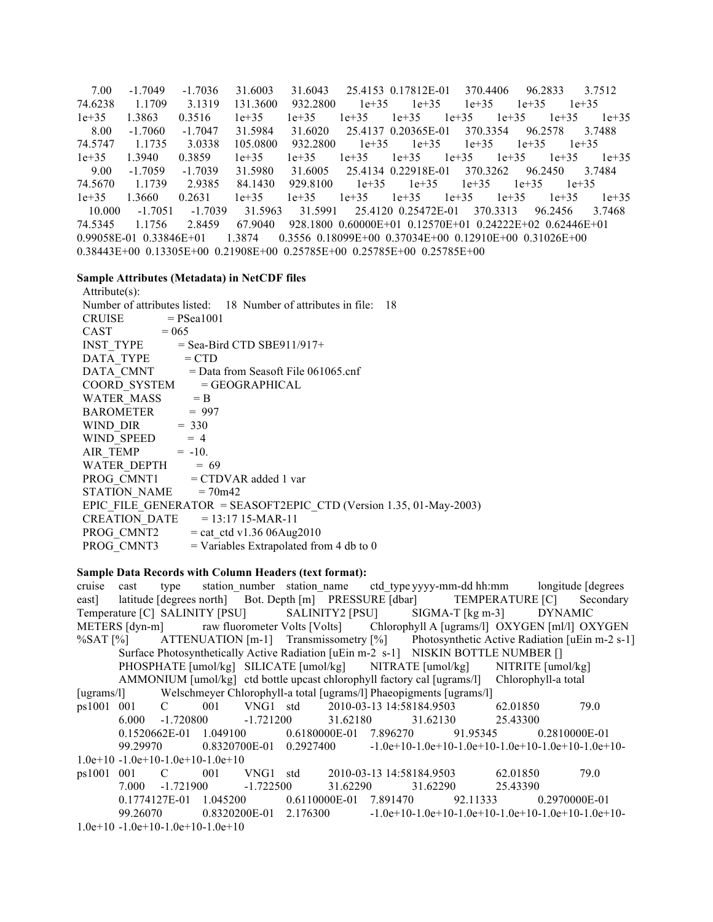```
    7.00     -1.7049     -1.7036     31.6003     31.6043     25.4153  0.17812E-01     370.4406     96.2833      3.7512
74.6238      1.1709      3.1319     131.3600     932.2800       1e+35       1e+35       1e+35       1e+35       1e+35
1e+35      1.3863      0.3516       1e+35       1e+35       1e+35       1e+35       1e+35       1e+35       1e+35       1e+35
    8.00     -1.7060     -1.7047     31.5984     31.6020     25.4137  0.20365E-01     370.3354     96.2578      3.7488
74.5747      1.1735      3.0338     105.0800     932.2800       1e+35       1e+35       1e+35       1e+35       1e+35
1e+35      1.3940      0.3859       1e+35       1e+35       1e+35       1e+35       1e+35       1e+35       1e+35       1e+35
    9.00     -1.7059     -1.7039     31.5980     31.6005     25.4134  0.22918E-01     370.3262     96.2450      3.7484
74.5670      1.1739      2.9385      84.1430     929.8100       1e+35       1e+35       1e+35       1e+35       1e+35
1e+35      1.3660      0.2631       1e+35       1e+35       1e+35       1e+35       1e+35       1e+35       1e+35       1e+35
   10.000    -1.7051     -1.7039     31.5963     31.5991     25.4120  0.25472E-01     370.3313     96.2456      3.7468
74.5345      1.1756      2.8459      67.9040     928.1800  0.60000E+01  0.12570E+01  0.24222E+02  0.62446E+01
0.99058E-01  0.33846E+01      1.3874      0.3556  0.18099E+00  0.37034E+00  0.12910E+00  0.31026E+00
0.38443E+00  0.13305E+00  0.21908E+00  0.25785E+00  0.25785E+00  0.25785E+00
```

**Sample Attributes (Metadata) in NetCDF files**

```
 Attribute(s):
 Number of attributes listed:    18  Number of attributes in file:   18
 CRUISE            = PSea1001
 CAST              = 065
 INST_TYPE         = Sea-Bird CTD SBE911/917+
 DATA_TYPE         = CTD
 DATA_CMNT         = Data from Seasoft File 061065.cnf
 COORD_SYSTEM      = GEOGRAPHICAL
 WATER_MASS        = B
 BAROMETER         =  997
 WIND_DIR          =  330
 WIND_SPEED        =  4
 AIR_TEMP          =  -10.
 WATER_DEPTH       =  69
 PROG_CMNT1        = CTDVAR added 1 var
 STATION_NAME      = 70m42
 EPIC_FILE_GENERATOR  = SEASOFT2EPIC_CTD (Version 1.35, 01-May-2003)
 CREATION_DATE     = 13:17 15-MAR-11
 PROG_CMNT2        = cat_ctd v1.36 06Aug2010
 PROG_CMNT3        = Variables Extrapolated from 4 db to 0
```

**Sample Data Records with Column Headers (text format):**

```
cruise   cast   type   station_number   station_name   ctd_type yyyy-mm-dd hh:mm   longitude [degrees
east]   latitude [degrees north]   Bot. Depth [m]   PRESSURE [dbar]   TEMPERATURE [C]   Secondary
Temperature [C]  SALINITY [PSU]   SALINITY2 [PSU]   SIGMA-T [kg m-3]   DYNAMIC
METERS [dyn-m]   raw fluorometer Volts [Volts]   Chlorophyll A [ugrams/l]  OXYGEN [ml/l]  OXYGEN
%SAT [%]   ATTENUATION [m-1]   Transmissometry [%]   Photosynthetic Active Radiation [uEin m-2 s-1]
         Surface Photosynthetically Active Radiation [uEin m-2  s-1]   NISKIN BOTTLE NUMBER []
         PHOSPHATE [umol/kg]  SILICATE [umol/kg]   NITRATE [umol/kg]   NITRITE [umol/kg]
         AMMONIUM [umol/kg]  ctd bottle upcast chlorophyll factory cal [ugrams/l]   Chlorophyll-a total
[ugrams/l]   Welschmeyer Chlorophyll-a total [ugrams/l] Phaeopigments [ugrams/l]
ps1001  001   C   001   VNG1  std   2010-03-13 14:58184.9503   62.01850   79.0
         6.000   -1.720800   -1.721200   31.62180   31.62130   25.43300
         0.1520662E-01   1.049100   0.6180000E-01   7.896270   91.95345   0.2810000E-01
         99.29970   0.8320700E-01   0.2927400   -1.0e+10-1.0e+10-1.0e+10-1.0e+10-1.0e+10-1.0e+10-
1.0e+10 -1.0e+10-1.0e+10-1.0e+10
ps1001  001   C   001   VNG1  std   2010-03-13 14:58184.9503   62.01850   79.0
         7.000   -1.721900   -1.722500   31.62290   31.62290   25.43390
         0.1774127E-01   1.045200   0.6110000E-01   7.891470   92.11333   0.2970000E-01
         99.26070   0.8320200E-01   2.176300   -1.0e+10-1.0e+10-1.0e+10-1.0e+10-1.0e+10-1.0e+10-
1.0e+10 -1.0e+10-1.0e+10-1.0e+10
```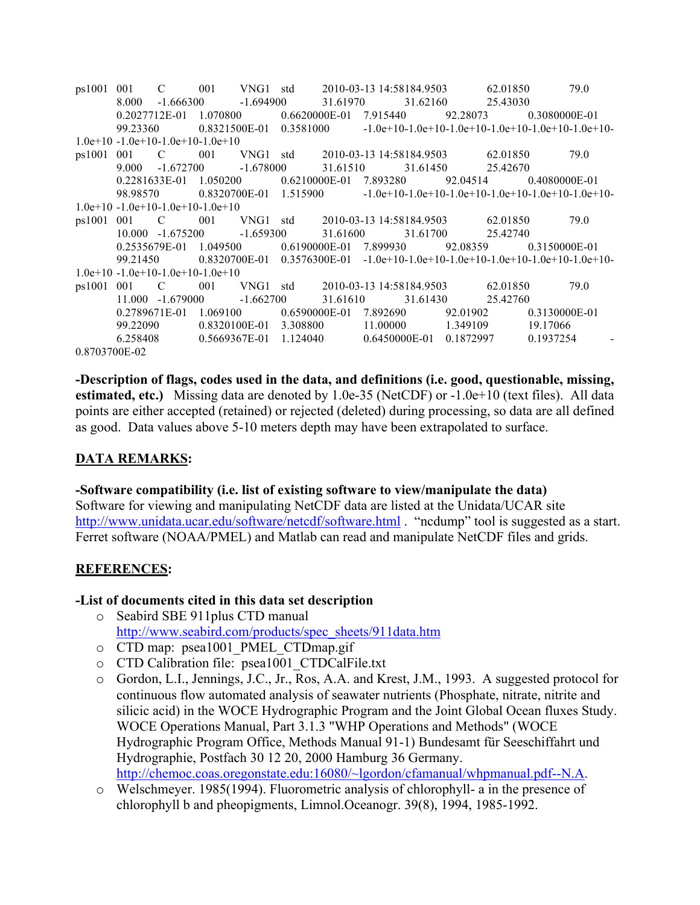```
ps1001  001   C     001   VNG1  std     2010-03-13 14:58184.9503       62.01850        79.0
        8.000   -1.666300       -1.694900       31.61970        31.62160        25.43030
        0.2027712E-01   1.070800        0.6620000E-01   7.915440        92.28073        0.3080000E-01
        99.23360        0.8321500E-01   0.3581000       -1.0e+10-1.0e+10-1.0e+10-1.0e+10-1.0e+10-1.0e+10-
1.0e+10 -1.0e+10-1.0e+10-1.0e+10
ps1001  001   C     001   VNG1  std     2010-03-13 14:58184.9503       62.01850        79.0
        9.000   -1.672700       -1.678000       31.61510        31.61450        25.42670
        0.2281633E-01   1.050200        0.6210000E-01   7.893280        92.04514        0.4080000E-01
        98.98570        0.8320700E-01   1.515900        -1.0e+10-1.0e+10-1.0e+10-1.0e+10-1.0e+10-1.0e+10-
1.0e+10 -1.0e+10-1.0e+10-1.0e+10
ps1001  001   C     001   VNG1  std     2010-03-13 14:58184.9503       62.01850        79.0
        10.000  -1.675200       -1.659300       31.61600        31.61700        25.42740
        0.2535679E-01   1.049500        0.6190000E-01   7.899930        92.08359        0.3150000E-01
        99.21450        0.8320700E-01   0.3576300E-01   -1.0e+10-1.0e+10-1.0e+10-1.0e+10-1.0e+10-1.0e+10-
1.0e+10 -1.0e+10-1.0e+10-1.0e+10
ps1001  001   C     001   VNG1  std     2010-03-13 14:58184.9503       62.01850        79.0
        11.000  -1.679000       -1.662700       31.61610        31.61430        25.42760
        0.2789671E-01   1.069100        0.6590000E-01   7.892690        92.01902        0.3130000E-01
        99.22090        0.8320100E-01   3.308800        11.00000        1.349109        19.17066
        6.258408        0.5669367E-01   1.124040        0.6450000E-01   0.1872997       0.1937254       -
0.8703700E-02
```

**-Description of flags, codes used in the data, and definitions (i.e. good, questionable, missing, estimated, etc.)** Missing data are denoted by 1.0e-35 (NetCDF) or -1.0e+10 (text files). All data points are either accepted (retained) or rejected (deleted) during processing, so data are all defined as good. Data values above 5-10 meters depth may have been extrapolated to surface.

## DATA REMARKS:

**-Software compatibility (i.e. list of existing software to view/manipulate the data)**
Software for viewing and manipulating NetCDF data are listed at the Unidata/UCAR site http://www.unidata.ucar.edu/software/netcdf/software.html . "ncdump" tool is suggested as a start. Ferret software (NOAA/PMEL) and Matlab can read and manipulate NetCDF files and grids.

## REFERENCES:

**-List of documents cited in this data set description**

- Seabird SBE 911plus CTD manual http://www.seabird.com/products/spec_sheets/911data.htm
- CTD map: psea1001_PMEL_CTDmap.gif
- CTD Calibration file: psea1001_CTDCalFile.txt
- Gordon, L.I., Jennings, J.C., Jr., Ros, A.A. and Krest, J.M., 1993. A suggested protocol for continuous flow automated analysis of seawater nutrients (Phosphate, nitrate, nitrite and silicic acid) in the WOCE Hydrographic Program and the Joint Global Ocean fluxes Study. WOCE Operations Manual, Part 3.1.3 "WHP Operations and Methods" (WOCE Hydrographic Program Office, Methods Manual 91-1) Bundesamt für Seeschiffahrt und Hydrographie, Postfach 30 12 20, 2000 Hamburg 36 Germany. http://chemoc.coas.oregonstate.edu:16080/~lgordon/cfamanual/whpmanual.pdf--N.A.
- Welschmeyer. 1985(1994). Fluorometric analysis of chlorophyll- a in the presence of chlorophyll b and pheopigments, Limnol.Oceanogr. 39(8), 1994, 1985-1992.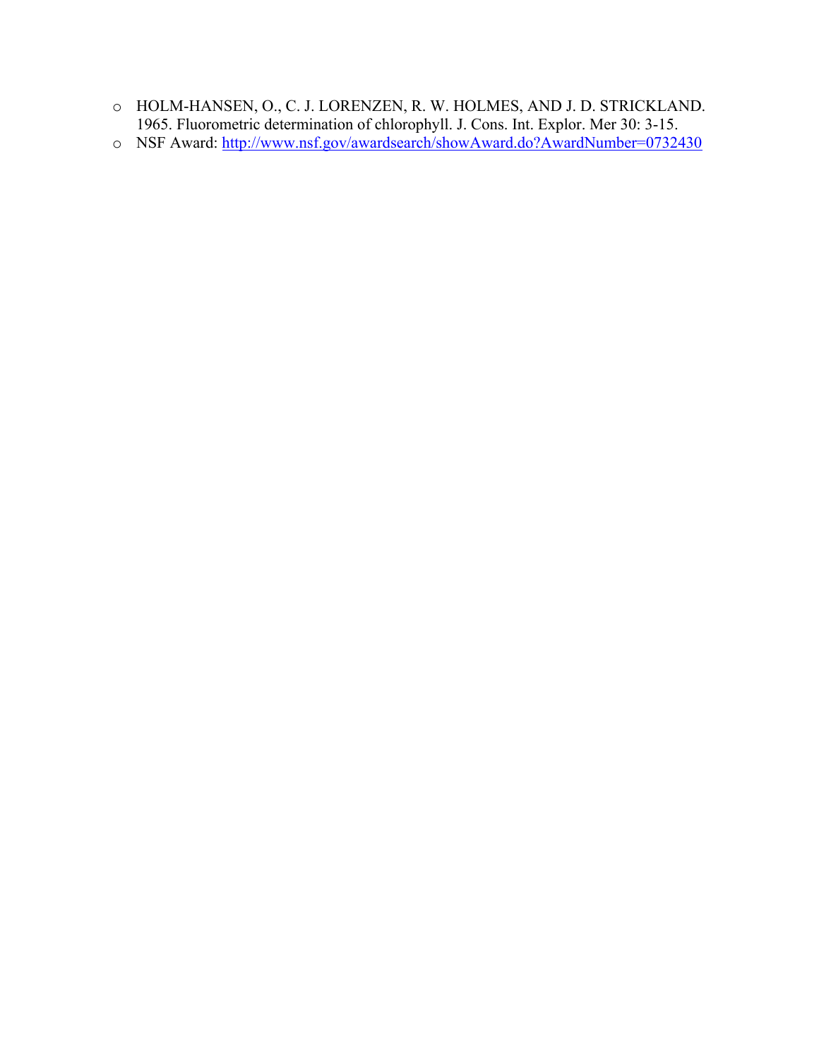- HOLM-HANSEN, O., C. J. LORENZEN, R. W. HOLMES, AND J. D. STRICKLAND. 1965. Fluorometric determination of chlorophyll. J. Cons. Int. Explor. Mer 30: 3-15.
- NSF Award: [http://www.nsf.gov/awardsearch/showAward.do?AwardNumber=0732430](http://www.nsf.gov/awardsearch/showAward.do?AwardNumber=0732430)